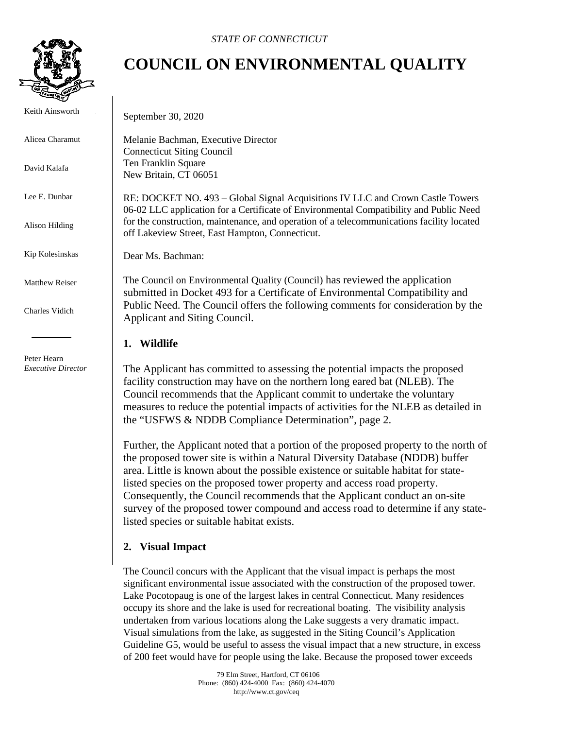*STATE OF CONNECTICUT*

# COUNCIL ON ENVIRONMENTAL QUALITY

Keith Ainsworth

Alicea Charamut

David Kalafa

Lee E. Dunbar

Alison Hilding

Kip Kolesinskas

Matthew Reiser

Charles Vidich

Peter Hearn
*Executive Director*

September 30, 2020

Melanie Bachman, Executive Director
Connecticut Siting Council
Ten Franklin Square
New Britain, CT 06051

RE: DOCKET NO. 493 – Global Signal Acquisitions IV LLC and Crown Castle Towers 06-02 LLC application for a Certificate of Environmental Compatibility and Public Need for the construction, maintenance, and operation of a telecommunications facility located off Lakeview Street, East Hampton, Connecticut.

Dear Ms. Bachman:

The Council on Environmental Quality (Council) has reviewed the application submitted in Docket 493 for a Certificate of Environmental Compatibility and Public Need. The Council offers the following comments for consideration by the Applicant and Siting Council.

## 1. Wildlife

The Applicant has committed to assessing the potential impacts the proposed facility construction may have on the northern long eared bat (NLEB). The Council recommends that the Applicant commit to undertake the voluntary measures to reduce the potential impacts of activities for the NLEB as detailed in the "USFWS & NDDB Compliance Determination", page 2.

Further, the Applicant noted that a portion of the proposed property to the north of the proposed tower site is within a Natural Diversity Database (NDDB) buffer area. Little is known about the possible existence or suitable habitat for state-listed species on the proposed tower property and access road property. Consequently, the Council recommends that the Applicant conduct an on-site survey of the proposed tower compound and access road to determine if any state-listed species or suitable habitat exists.

## 2. Visual Impact

The Council concurs with the Applicant that the visual impact is perhaps the most significant environmental issue associated with the construction of the proposed tower. Lake Pocotopaug is one of the largest lakes in central Connecticut. Many residences occupy its shore and the lake is used for recreational boating. The visibility analysis undertaken from various locations along the Lake suggests a very dramatic impact. Visual simulations from the lake, as suggested in the Siting Council's Application Guideline G5, would be useful to assess the visual impact that a new structure, in excess of 200 feet would have for people using the lake. Because the proposed tower exceeds

79 Elm Street, Hartford, CT 06106
Phone: (860) 424-4000 Fax: (860) 424-4070
http://www.ct.gov/ceq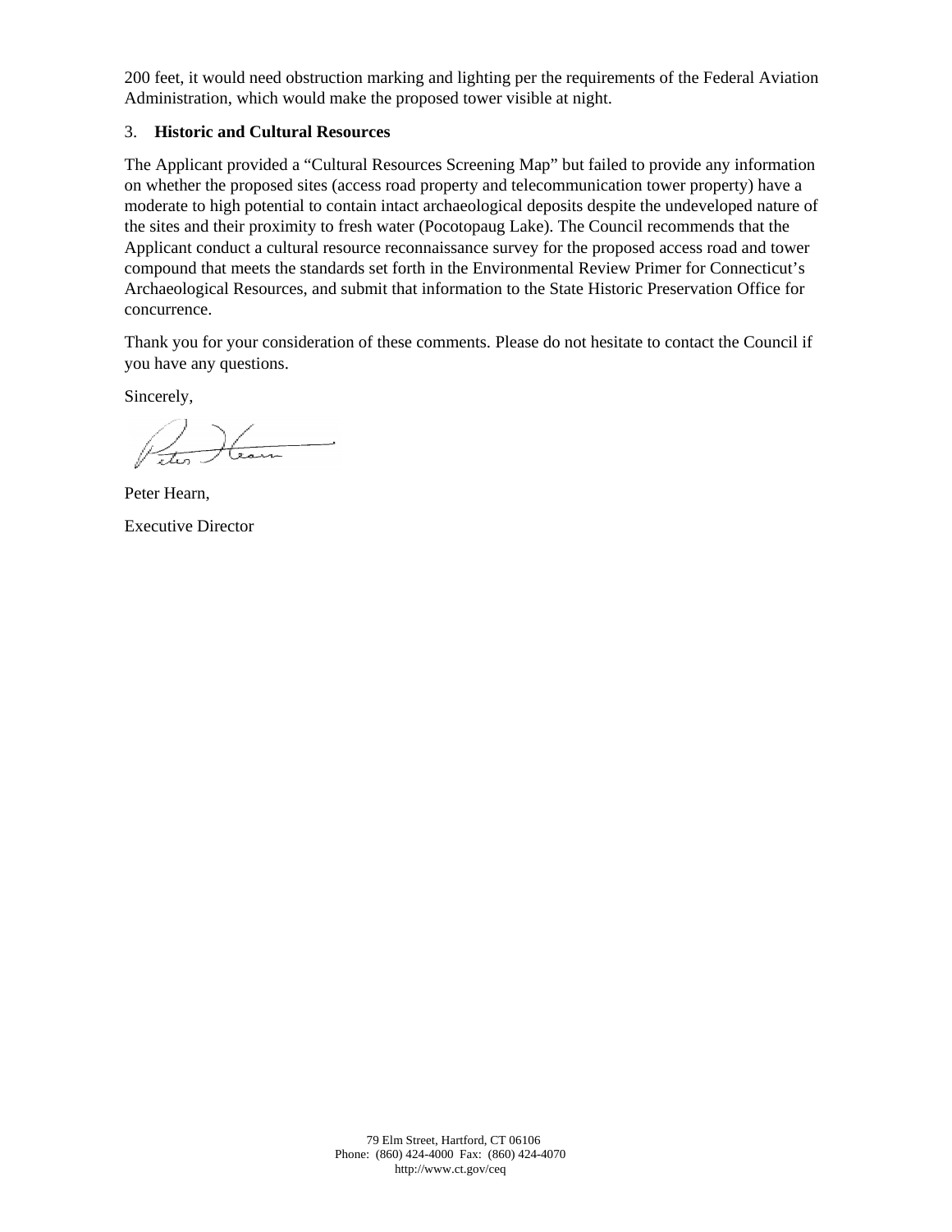200 feet, it would need obstruction marking and lighting per the requirements of the Federal Aviation Administration, which would make the proposed tower visible at night.

3. **Historic and Cultural Resources**

The Applicant provided a “Cultural Resources Screening Map” but failed to provide any information on whether the proposed sites (access road property and telecommunication tower property) have a moderate to high potential to contain intact archaeological deposits despite the undeveloped nature of the sites and their proximity to fresh water (Pocotopaug Lake). The Council recommends that the Applicant conduct a cultural resource reconnaissance survey for the proposed access road and tower compound that meets the standards set forth in the Environmental Review Primer for Connecticut’s Archaeological Resources, and submit that information to the State Historic Preservation Office for concurrence.

Thank you for your consideration of these comments. Please do not hesitate to contact the Council if you have any questions.

Sincerely,

Peter Hearn,

Executive Director

79 Elm Street, Hartford, CT 06106
Phone: (860) 424-4000 Fax: (860) 424-4070
http://www.ct.gov/ceq